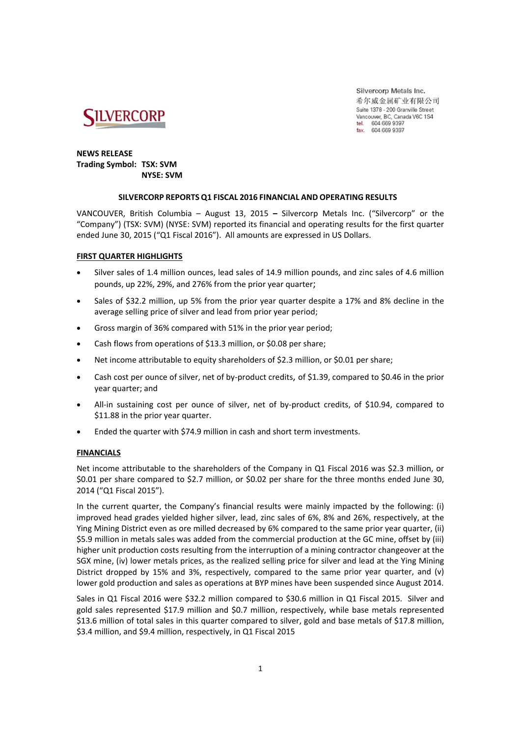Silvercorp Metals Inc.
希尔威金属矿业有限公司
Suite 1378 - 200 Granville Street
Vancouver, BC, Canada V6C 1S4
tel. 604 669 9397
fax. 604 669 9387

**NEWS RELEASE**
**Trading Symbol: TSX: SVM**
**NYSE: SVM**

## SILVERCORP REPORTS Q1 FISCAL 2016 FINANCIAL AND OPERATING RESULTS

VANCOUVER, British Columbia – August 13, 2015 **–** Silvercorp Metals Inc. ("Silvercorp" or the "Company") (TSX: SVM) (NYSE: SVM) reported its financial and operating results for the first quarter ended June 30, 2015 ("Q1 Fiscal 2016"). All amounts are expressed in US Dollars.

### FIRST QUARTER HIGHLIGHTS

- Silver sales of 1.4 million ounces, lead sales of 14.9 million pounds, and zinc sales of 4.6 million pounds, up 22%, 29%, and 276% from the prior year quarter;
- Sales of $32.2 million, up 5% from the prior year quarter despite a 17% and 8% decline in the average selling price of silver and lead from prior year period;
- Gross margin of 36% compared with 51% in the prior year period;
- Cash flows from operations of $13.3 million, or $0.08 per share;
- Net income attributable to equity shareholders of $2.3 million, or $0.01 per share;
- Cash cost per ounce of silver, net of by-product credits, of $1.39, compared to $0.46 in the prior year quarter; and
- All-in sustaining cost per ounce of silver, net of by-product credits, of $10.94, compared to $11.88 in the prior year quarter.
- Ended the quarter with $74.9 million in cash and short term investments.

### FINANCIALS

Net income attributable to the shareholders of the Company in Q1 Fiscal 2016 was $2.3 million, or $0.01 per share compared to $2.7 million, or $0.02 per share for the three months ended June 30, 2014 ("Q1 Fiscal 2015").

In the current quarter, the Company's financial results were mainly impacted by the following: (i) improved head grades yielded higher silver, lead, zinc sales of 6%, 8% and 26%, respectively, at the Ying Mining District even as ore milled decreased by 6% compared to the same prior year quarter, (ii) $5.9 million in metals sales was added from the commercial production at the GC mine, offset by (iii) higher unit production costs resulting from the interruption of a mining contractor changeover at the SGX mine, (iv) lower metals prices, as the realized selling price for silver and lead at the Ying Mining District dropped by 15% and 3%, respectively, compared to the same prior year quarter, and (v) lower gold production and sales as operations at BYP mines have been suspended since August 2014.

Sales in Q1 Fiscal 2016 were $32.2 million compared to $30.6 million in Q1 Fiscal 2015. Silver and gold sales represented $17.9 million and $0.7 million, respectively, while base metals represented $13.6 million of total sales in this quarter compared to silver, gold and base metals of $17.8 million, $3.4 million, and $9.4 million, respectively, in Q1 Fiscal 2015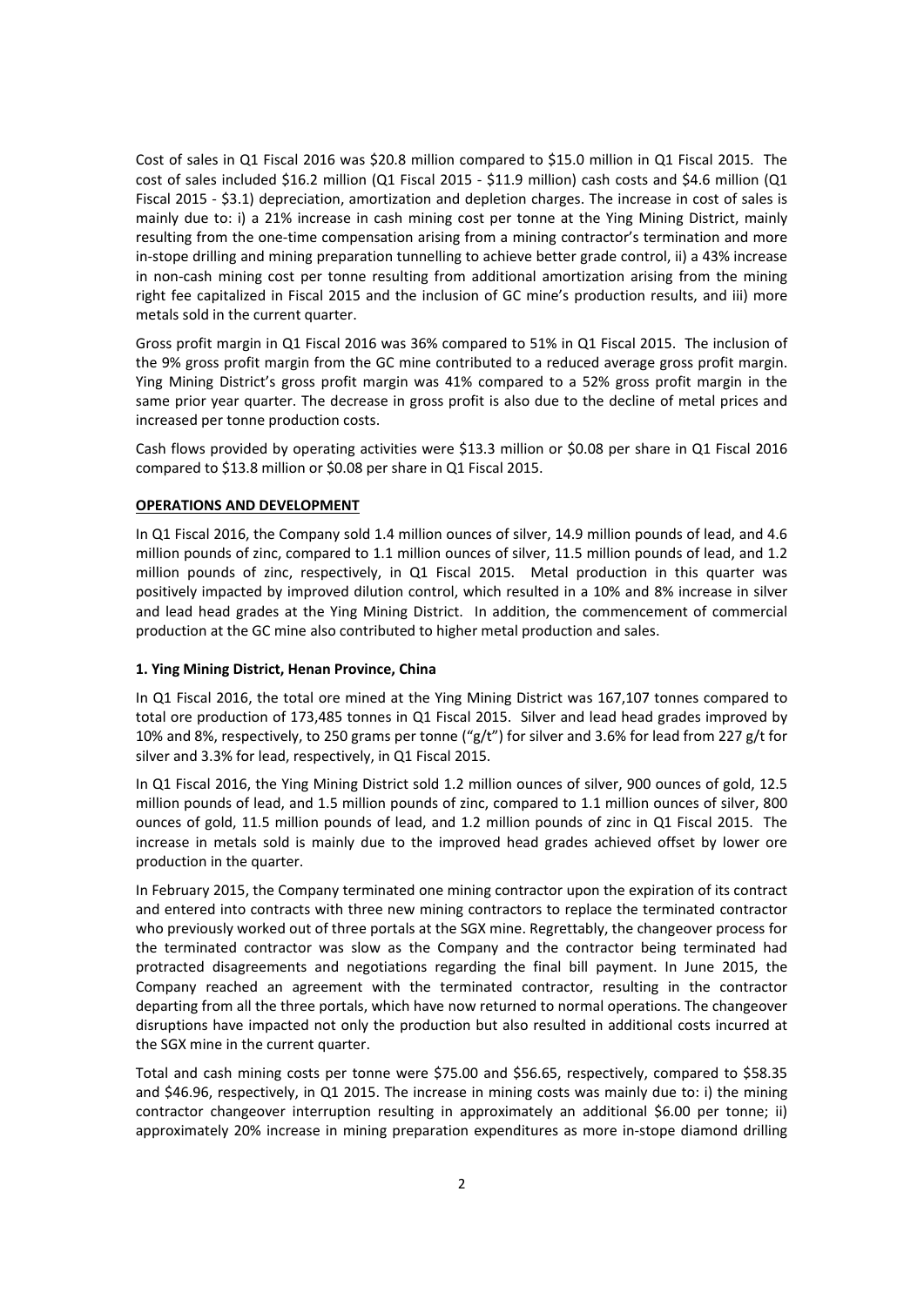Cost of sales in Q1 Fiscal 2016 was $20.8 million compared to $15.0 million in Q1 Fiscal 2015. The cost of sales included $16.2 million (Q1 Fiscal 2015 - $11.9 million) cash costs and $4.6 million (Q1 Fiscal 2015 - $3.1) depreciation, amortization and depletion charges. The increase in cost of sales is mainly due to: i) a 21% increase in cash mining cost per tonne at the Ying Mining District, mainly resulting from the one-time compensation arising from a mining contractor's termination and more in-stope drilling and mining preparation tunnelling to achieve better grade control, ii) a 43% increase in non-cash mining cost per tonne resulting from additional amortization arising from the mining right fee capitalized in Fiscal 2015 and the inclusion of GC mine's production results, and iii) more metals sold in the current quarter.

Gross profit margin in Q1 Fiscal 2016 was 36% compared to 51% in Q1 Fiscal 2015. The inclusion of the 9% gross profit margin from the GC mine contributed to a reduced average gross profit margin. Ying Mining District's gross profit margin was 41% compared to a 52% gross profit margin in the same prior year quarter. The decrease in gross profit is also due to the decline of metal prices and increased per tonne production costs.

Cash flows provided by operating activities were $13.3 million or $0.08 per share in Q1 Fiscal 2016 compared to $13.8 million or $0.08 per share in Q1 Fiscal 2015.

**OPERATIONS AND DEVELOPMENT**

In Q1 Fiscal 2016, the Company sold 1.4 million ounces of silver, 14.9 million pounds of lead, and 4.6 million pounds of zinc, compared to 1.1 million ounces of silver, 11.5 million pounds of lead, and 1.2 million pounds of zinc, respectively, in Q1 Fiscal 2015. Metal production in this quarter was positively impacted by improved dilution control, which resulted in a 10% and 8% increase in silver and lead head grades at the Ying Mining District. In addition, the commencement of commercial production at the GC mine also contributed to higher metal production and sales.

**1. Ying Mining District, Henan Province, China**

In Q1 Fiscal 2016, the total ore mined at the Ying Mining District was 167,107 tonnes compared to total ore production of 173,485 tonnes in Q1 Fiscal 2015. Silver and lead head grades improved by 10% and 8%, respectively, to 250 grams per tonne ("g/t") for silver and 3.6% for lead from 227 g/t for silver and 3.3% for lead, respectively, in Q1 Fiscal 2015.

In Q1 Fiscal 2016, the Ying Mining District sold 1.2 million ounces of silver, 900 ounces of gold, 12.5 million pounds of lead, and 1.5 million pounds of zinc, compared to 1.1 million ounces of silver, 800 ounces of gold, 11.5 million pounds of lead, and 1.2 million pounds of zinc in Q1 Fiscal 2015. The increase in metals sold is mainly due to the improved head grades achieved offset by lower ore production in the quarter.

In February 2015, the Company terminated one mining contractor upon the expiration of its contract and entered into contracts with three new mining contractors to replace the terminated contractor who previously worked out of three portals at the SGX mine. Regrettably, the changeover process for the terminated contractor was slow as the Company and the contractor being terminated had protracted disagreements and negotiations regarding the final bill payment. In June 2015, the Company reached an agreement with the terminated contractor, resulting in the contractor departing from all the three portals, which have now returned to normal operations. The changeover disruptions have impacted not only the production but also resulted in additional costs incurred at the SGX mine in the current quarter.

Total and cash mining costs per tonne were $75.00 and $56.65, respectively, compared to $58.35 and $46.96, respectively, in Q1 2015. The increase in mining costs was mainly due to: i) the mining contractor changeover interruption resulting in approximately an additional $6.00 per tonne; ii) approximately 20% increase in mining preparation expenditures as more in-stope diamond drilling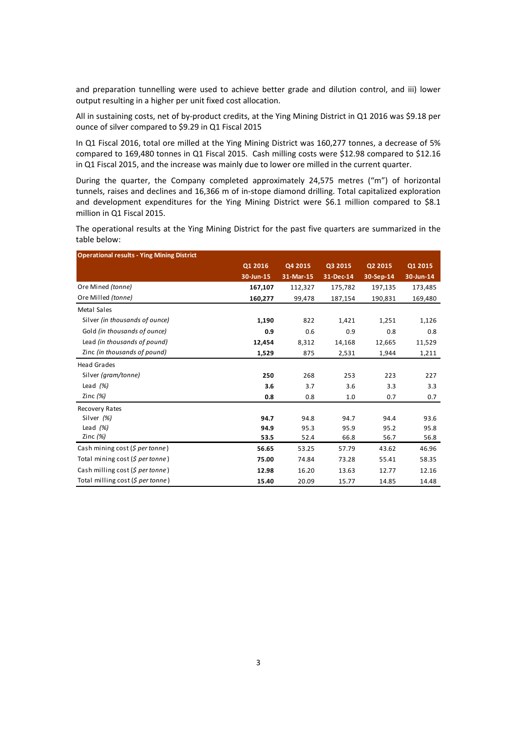and preparation tunnelling were used to achieve better grade and dilution control, and iii) lower output resulting in a higher per unit fixed cost allocation.

All in sustaining costs, net of by-product credits, at the Ying Mining District in Q1 2016 was $9.18 per ounce of silver compared to $9.29 in Q1 Fiscal 2015

In Q1 Fiscal 2016, total ore milled at the Ying Mining District was 160,277 tonnes, a decrease of 5% compared to 169,480 tonnes in Q1 Fiscal 2015. Cash milling costs were $12.98 compared to $12.16 in Q1 Fiscal 2015, and the increase was mainly due to lower ore milled in the current quarter.

During the quarter, the Company completed approximately 24,575 metres ("m") of horizontal tunnels, raises and declines and 16,366 m of in-stope diamond drilling. Total capitalized exploration and development expenditures for the Ying Mining District were $6.1 million compared to $8.1 million in Q1 Fiscal 2015.

The operational results at the Ying Mining District for the past five quarters are summarized in the table below:

| Operational results - Ying Mining District | Q1 2016<br>30-Jun-15 | Q4 2015<br>31-Mar-15 | Q3 2015<br>31-Dec-14 | Q2 2015<br>30-Sep-14 | Q1 2015<br>30-Jun-14 |
|---|---|---|---|---|---|
| Ore Mined *(tonne)* | **167,107** | 112,327 | 175,782 | 197,135 | 173,485 |
| Ore Milled *(tonne)* | **160,277** | 99,478 | 187,154 | 190,831 | 169,480 |
| Metal Sales | | | | | |
| Silver *(in thousands of ounce)* | **1,190** | 822 | 1,421 | 1,251 | 1,126 |
| Gold *(in thousands of ounce)* | **0.9** | 0.6 | 0.9 | 0.8 | 0.8 |
| Lead *(in thousands of pound)* | **12,454** | 8,312 | 14,168 | 12,665 | 11,529 |
| Zinc *(in thousands of pound)* | **1,529** | 875 | 2,531 | 1,944 | 1,211 |
| Head Grades | | | | | |
| Silver *(gram/tonne)* | **250** | 268 | 253 | 223 | 227 |
| Lead *(%)* | **3.6** | 3.7 | 3.6 | 3.3 | 3.3 |
| Zinc *(%)* | **0.8** | 0.8 | 1.0 | 0.7 | 0.7 |
| Recovery Rates | | | | | |
| Silver *(%)* | **94.7** | 94.8 | 94.7 | 94.4 | 93.6 |
| Lead *(%)* | **94.9** | 95.3 | 95.9 | 95.2 | 95.8 |
| Zinc *(%)* | **53.5** | 52.4 | 66.8 | 56.7 | 56.8 |
| Cash mining cost *($ per tonne)* | **56.65** | 53.25 | 57.79 | 43.62 | 46.96 |
| Total mining cost *($ per tonne)* | **75.00** | 74.84 | 73.28 | 55.41 | 58.35 |
| Cash milling cost *($ per tonne)* | **12.98** | 16.20 | 13.63 | 12.77 | 12.16 |
| Total milling cost *($ per tonne)* | **15.40** | 20.09 | 15.77 | 14.85 | 14.48 |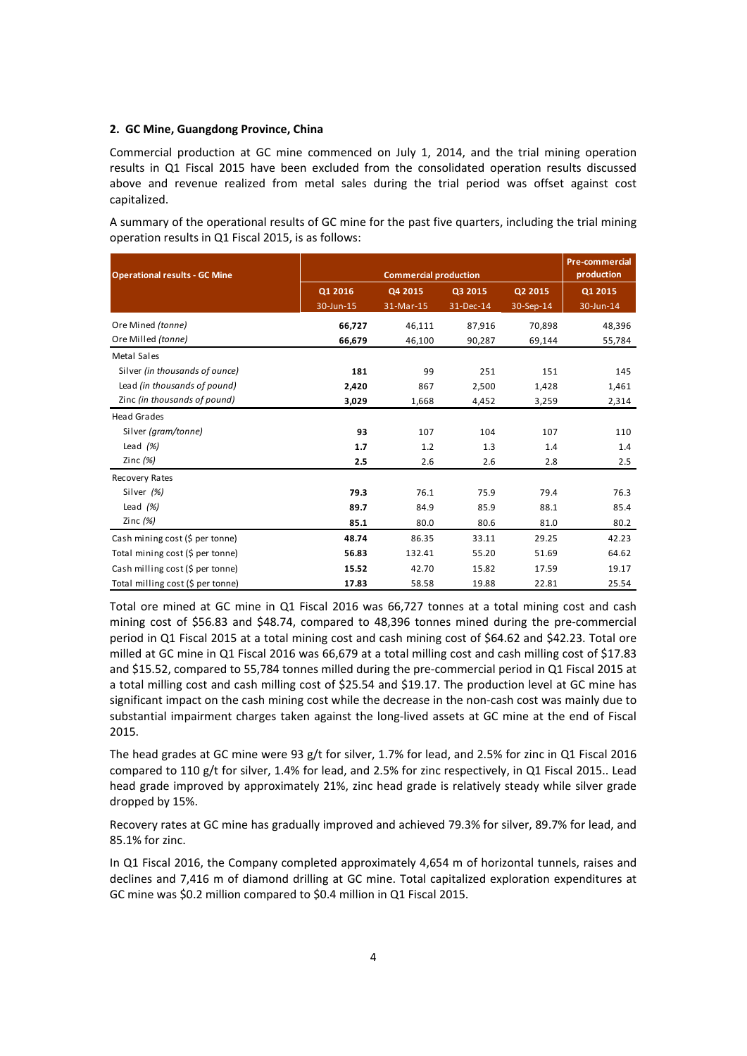**2. GC Mine, Guangdong Province, China**

Commercial production at GC mine commenced on July 1, 2014, and the trial mining operation results in Q1 Fiscal 2015 have been excluded from the consolidated operation results discussed above and revenue realized from metal sales during the trial period was offset against cost capitalized.

A summary of the operational results of GC mine for the past five quarters, including the trial mining operation results in Q1 Fiscal 2015, is as follows:

| Operational results - GC Mine | Commercial production | | | | Pre-commercial production |
|---|---|---|---|---|---|
| | Q1 2016<br>30-Jun-15 | Q4 2015<br>31-Mar-15 | Q3 2015<br>31-Dec-14 | Q2 2015<br>30-Sep-14 | Q1 2015<br>30-Jun-14 |
| Ore Mined *(tonne)* | **66,727** | 46,111 | 87,916 | 70,898 | 48,396 |
| Ore Milled *(tonne)* | **66,679** | 46,100 | 90,287 | 69,144 | 55,784 |
| Metal Sales | | | | | |
| Silver *(in thousands of ounce)* | **181** | 99 | 251 | 151 | 145 |
| Lead *(in thousands of pound)* | **2,420** | 867 | 2,500 | 1,428 | 1,461 |
| Zinc *(in thousands of pound)* | **3,029** | 1,668 | 4,452 | 3,259 | 2,314 |
| Head Grades | | | | | |
| Silver *(gram/tonne)* | **93** | 107 | 104 | 107 | 110 |
| Lead *(%)* | **1.7** | 1.2 | 1.3 | 1.4 | 1.4 |
| Zinc *(%)* | **2.5** | 2.6 | 2.6 | 2.8 | 2.5 |
| Recovery Rates | | | | | |
| Silver *(%)* | **79.3** | 76.1 | 75.9 | 79.4 | 76.3 |
| Lead *(%)* | **89.7** | 84.9 | 85.9 | 88.1 | 85.4 |
| Zinc *(%)* | **85.1** | 80.0 | 80.6 | 81.0 | 80.2 |
| Cash mining cost ($ per tonne) | **48.74** | 86.35 | 33.11 | 29.25 | 42.23 |
| Total mining cost ($ per tonne) | **56.83** | 132.41 | 55.20 | 51.69 | 64.62 |
| Cash milling cost ($ per tonne) | **15.52** | 42.70 | 15.82 | 17.59 | 19.17 |
| Total milling cost ($ per tonne) | **17.83** | 58.58 | 19.88 | 22.81 | 25.54 |

Total ore mined at GC mine in Q1 Fiscal 2016 was 66,727 tonnes at a total mining cost and cash mining cost of $56.83 and $48.74, compared to 48,396 tonnes mined during the pre-commercial period in Q1 Fiscal 2015 at a total mining cost and cash mining cost of $64.62 and $42.23. Total ore milled at GC mine in Q1 Fiscal 2016 was 66,679 at a total milling cost and cash milling cost of $17.83 and $15.52, compared to 55,784 tonnes milled during the pre-commercial period in Q1 Fiscal 2015 at a total milling cost and cash milling cost of $25.54 and $19.17. The production level at GC mine has significant impact on the cash mining cost while the decrease in the non-cash cost was mainly due to substantial impairment charges taken against the long-lived assets at GC mine at the end of Fiscal 2015.

The head grades at GC mine were 93 g/t for silver, 1.7% for lead, and 2.5% for zinc in Q1 Fiscal 2016 compared to 110 g/t for silver, 1.4% for lead, and 2.5% for zinc respectively, in Q1 Fiscal 2015.. Lead head grade improved by approximately 21%, zinc head grade is relatively steady while silver grade dropped by 15%.

Recovery rates at GC mine has gradually improved and achieved 79.3% for silver, 89.7% for lead, and 85.1% for zinc.

In Q1 Fiscal 2016, the Company completed approximately 4,654 m of horizontal tunnels, raises and declines and 7,416 m of diamond drilling at GC mine. Total capitalized exploration expenditures at GC mine was $0.2 million compared to $0.4 million in Q1 Fiscal 2015.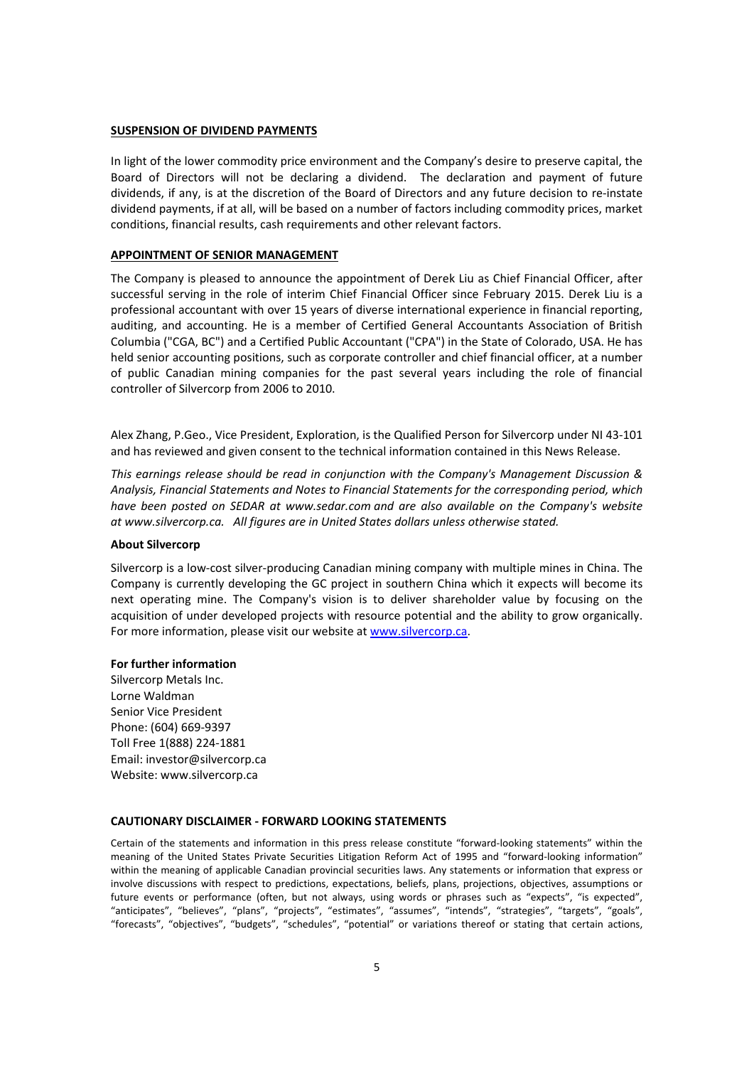## SUSPENSION OF DIVIDEND PAYMENTS

In light of the lower commodity price environment and the Company's desire to preserve capital, the Board of Directors will not be declaring a dividend. The declaration and payment of future dividends, if any, is at the discretion of the Board of Directors and any future decision to re-instate dividend payments, if at all, will be based on a number of factors including commodity prices, market conditions, financial results, cash requirements and other relevant factors.

## APPOINTMENT OF SENIOR MANAGEMENT

The Company is pleased to announce the appointment of Derek Liu as Chief Financial Officer, after successful serving in the role of interim Chief Financial Officer since February 2015. Derek Liu is a professional accountant with over 15 years of diverse international experience in financial reporting, auditing, and accounting. He is a member of Certified General Accountants Association of British Columbia ("CGA, BC") and a Certified Public Accountant ("CPA") in the State of Colorado, USA. He has held senior accounting positions, such as corporate controller and chief financial officer, at a number of public Canadian mining companies for the past several years including the role of financial controller of Silvercorp from 2006 to 2010.

Alex Zhang, P.Geo., Vice President, Exploration, is the Qualified Person for Silvercorp under NI 43-101 and has reviewed and given consent to the technical information contained in this News Release.

*This earnings release should be read in conjunction with the Company's Management Discussion & Analysis, Financial Statements and Notes to Financial Statements for the corresponding period, which have been posted on SEDAR at www.sedar.com and are also available on the Company's website at www.silvercorp.ca. All figures are in United States dollars unless otherwise stated.*

**About Silvercorp**

Silvercorp is a low-cost silver-producing Canadian mining company with multiple mines in China. The Company is currently developing the GC project in southern China which it expects will become its next operating mine. The Company's vision is to deliver shareholder value by focusing on the acquisition of under developed projects with resource potential and the ability to grow organically. For more information, please visit our website at www.silvercorp.ca.

**For further information**

Silvercorp Metals Inc.
Lorne Waldman
Senior Vice President
Phone: (604) 669-9397
Toll Free 1(888) 224-1881
Email: investor@silvercorp.ca
Website: www.silvercorp.ca

## CAUTIONARY DISCLAIMER - FORWARD LOOKING STATEMENTS

Certain of the statements and information in this press release constitute "forward-looking statements" within the meaning of the United States Private Securities Litigation Reform Act of 1995 and "forward-looking information" within the meaning of applicable Canadian provincial securities laws. Any statements or information that express or involve discussions with respect to predictions, expectations, beliefs, plans, projections, objectives, assumptions or future events or performance (often, but not always, using words or phrases such as "expects", "is expected", "anticipates", "believes", "plans", "projects", "estimates", "assumes", "intends", "strategies", "targets", "goals", "forecasts", "objectives", "budgets", "schedules", "potential" or variations thereof or stating that certain actions,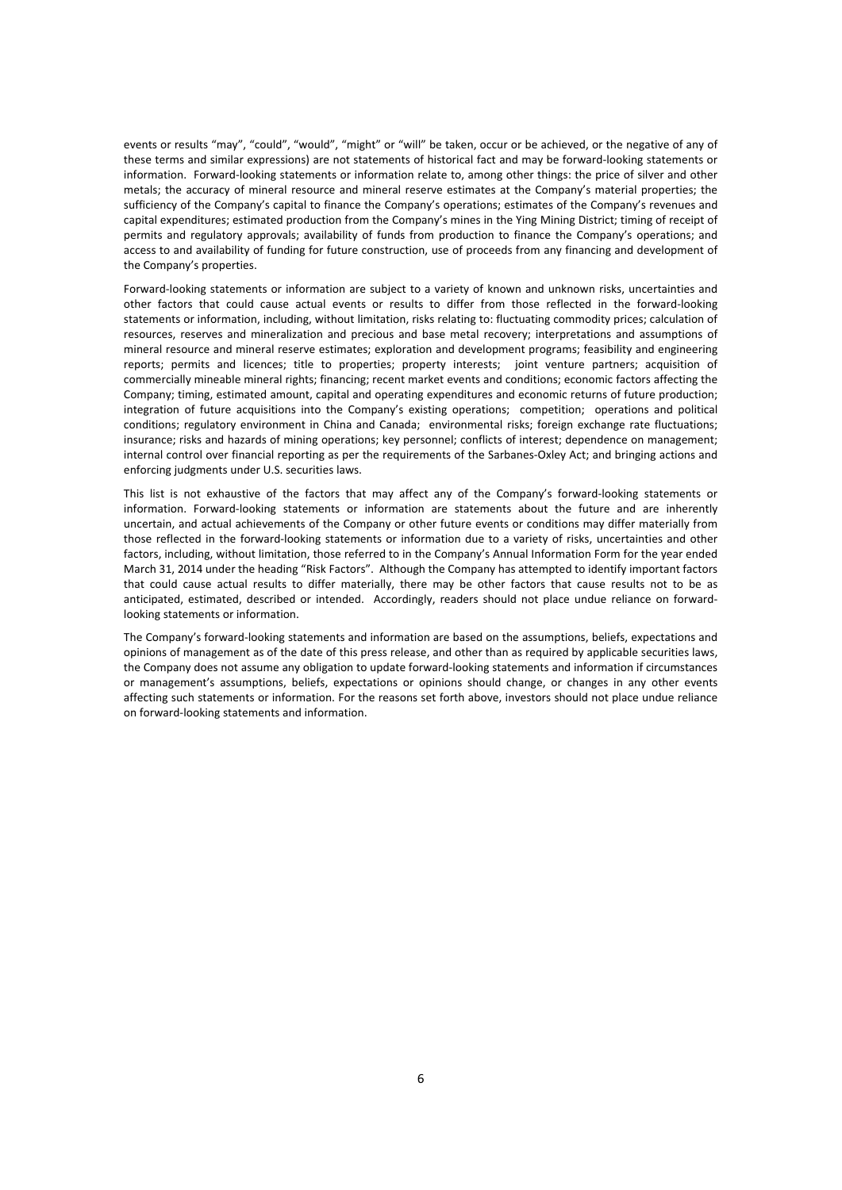events or results "may", "could", "would", "might" or "will" be taken, occur or be achieved, or the negative of any of these terms and similar expressions) are not statements of historical fact and may be forward-looking statements or information. Forward-looking statements or information relate to, among other things: the price of silver and other metals; the accuracy of mineral resource and mineral reserve estimates at the Company's material properties; the sufficiency of the Company's capital to finance the Company's operations; estimates of the Company's revenues and capital expenditures; estimated production from the Company's mines in the Ying Mining District; timing of receipt of permits and regulatory approvals; availability of funds from production to finance the Company's operations; and access to and availability of funding for future construction, use of proceeds from any financing and development of the Company's properties.

Forward-looking statements or information are subject to a variety of known and unknown risks, uncertainties and other factors that could cause actual events or results to differ from those reflected in the forward-looking statements or information, including, without limitation, risks relating to: fluctuating commodity prices; calculation of resources, reserves and mineralization and precious and base metal recovery; interpretations and assumptions of mineral resource and mineral reserve estimates; exploration and development programs; feasibility and engineering reports; permits and licences; title to properties; property interests; joint venture partners; acquisition of commercially mineable mineral rights; financing; recent market events and conditions; economic factors affecting the Company; timing, estimated amount, capital and operating expenditures and economic returns of future production; integration of future acquisitions into the Company's existing operations; competition; operations and political conditions; regulatory environment in China and Canada; environmental risks; foreign exchange rate fluctuations; insurance; risks and hazards of mining operations; key personnel; conflicts of interest; dependence on management; internal control over financial reporting as per the requirements of the Sarbanes-Oxley Act; and bringing actions and enforcing judgments under U.S. securities laws.

This list is not exhaustive of the factors that may affect any of the Company's forward-looking statements or information. Forward-looking statements or information are statements about the future and are inherently uncertain, and actual achievements of the Company or other future events or conditions may differ materially from those reflected in the forward-looking statements or information due to a variety of risks, uncertainties and other factors, including, without limitation, those referred to in the Company's Annual Information Form for the year ended March 31, 2014 under the heading "Risk Factors". Although the Company has attempted to identify important factors that could cause actual results to differ materially, there may be other factors that cause results not to be as anticipated, estimated, described or intended. Accordingly, readers should not place undue reliance on forward-looking statements or information.

The Company's forward-looking statements and information are based on the assumptions, beliefs, expectations and opinions of management as of the date of this press release, and other than as required by applicable securities laws, the Company does not assume any obligation to update forward-looking statements and information if circumstances or management's assumptions, beliefs, expectations or opinions should change, or changes in any other events affecting such statements or information. For the reasons set forth above, investors should not place undue reliance on forward-looking statements and information.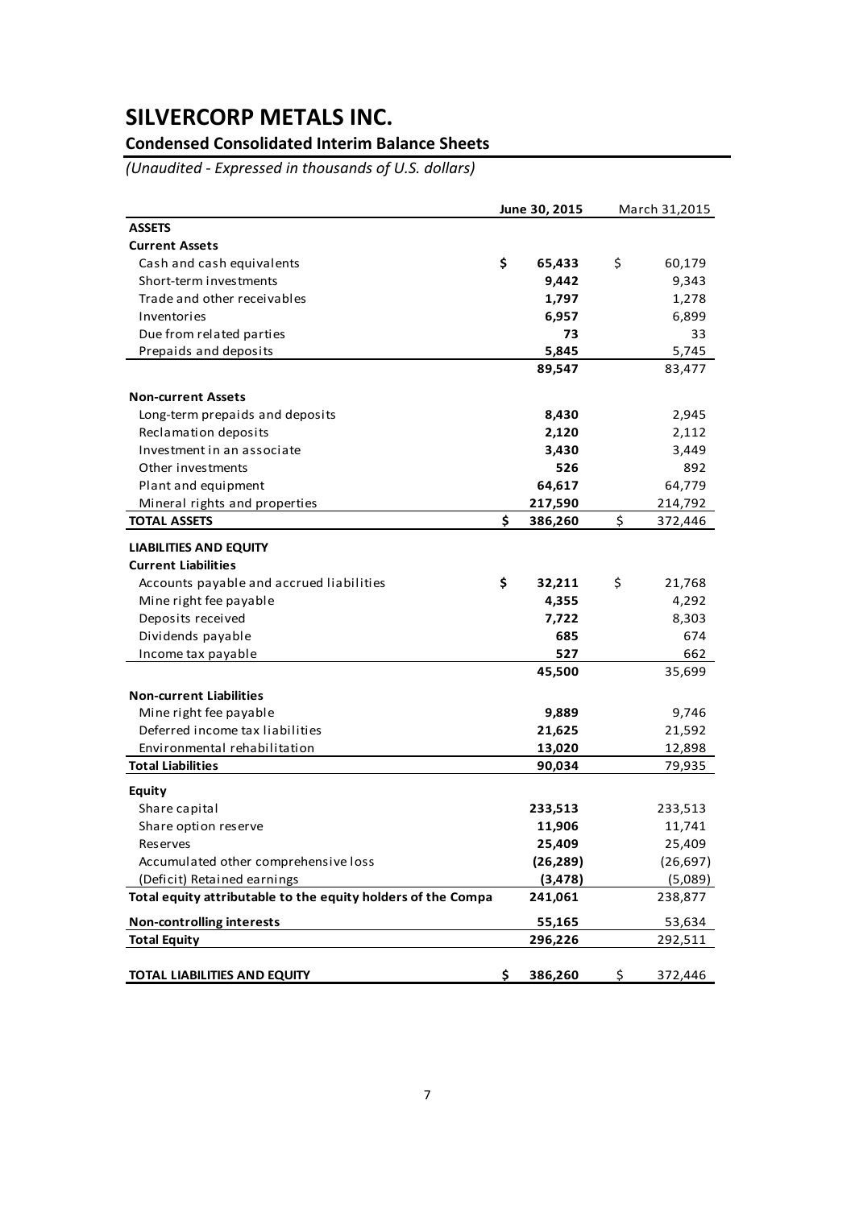# SILVERCORP METALS INC.

## Condensed Consolidated Interim Balance Sheets

*(Unaudited - Expressed in thousands of U.S. dollars)*

| | June 30, 2015 | March 31,2015 |
|---|---|---|
| **ASSETS** | | |
| **Current Assets** | | |
| Cash and cash equivalents | **$ 65,433** | $ 60,179 |
| Short-term investments | **9,442** | 9,343 |
| Trade and other receivables | **1,797** | 1,278 |
| Inventories | **6,957** | 6,899 |
| Due from related parties | **73** | 33 |
| Prepaids and deposits | **5,845** | 5,745 |
| | **89,547** | 83,477 |
| **Non-current Assets** | | |
| Long-term prepaids and deposits | **8,430** | 2,945 |
| Reclamation deposits | **2,120** | 2,112 |
| Investment in an associate | **3,430** | 3,449 |
| Other investments | **526** | 892 |
| Plant and equipment | **64,617** | 64,779 |
| Mineral rights and properties | **217,590** | 214,792 |
| **TOTAL ASSETS** | **$ 386,260** | $ 372,446 |
| **LIABILITIES AND EQUITY** | | |
| **Current Liabilities** | | |
| Accounts payable and accrued liabilities | **$ 32,211** | $ 21,768 |
| Mine right fee payable | **4,355** | 4,292 |
| Deposits received | **7,722** | 8,303 |
| Dividends payable | **685** | 674 |
| Income tax payable | **527** | 662 |
| | **45,500** | 35,699 |
| **Non-current Liabilities** | | |
| Mine right fee payable | **9,889** | 9,746 |
| Deferred income tax liabilities | **21,625** | 21,592 |
| Environmental rehabilitation | **13,020** | 12,898 |
| **Total Liabilities** | **90,034** | 79,935 |
| **Equity** | | |
| Share capital | **233,513** | 233,513 |
| Share option reserve | **11,906** | 11,741 |
| Reserves | **25,409** | 25,409 |
| Accumulated other comprehensive loss | **(26,289)** | (26,697) |
| (Deficit) Retained earnings | **(3,478)** | (5,089) |
| **Total equity attributable to the equity holders of the Compa** | **241,061** | 238,877 |
| **Non-controlling interests** | **55,165** | 53,634 |
| **Total Equity** | **296,226** | 292,511 |
| **TOTAL LIABILITIES AND EQUITY** | **$ 386,260** | $ 372,446 |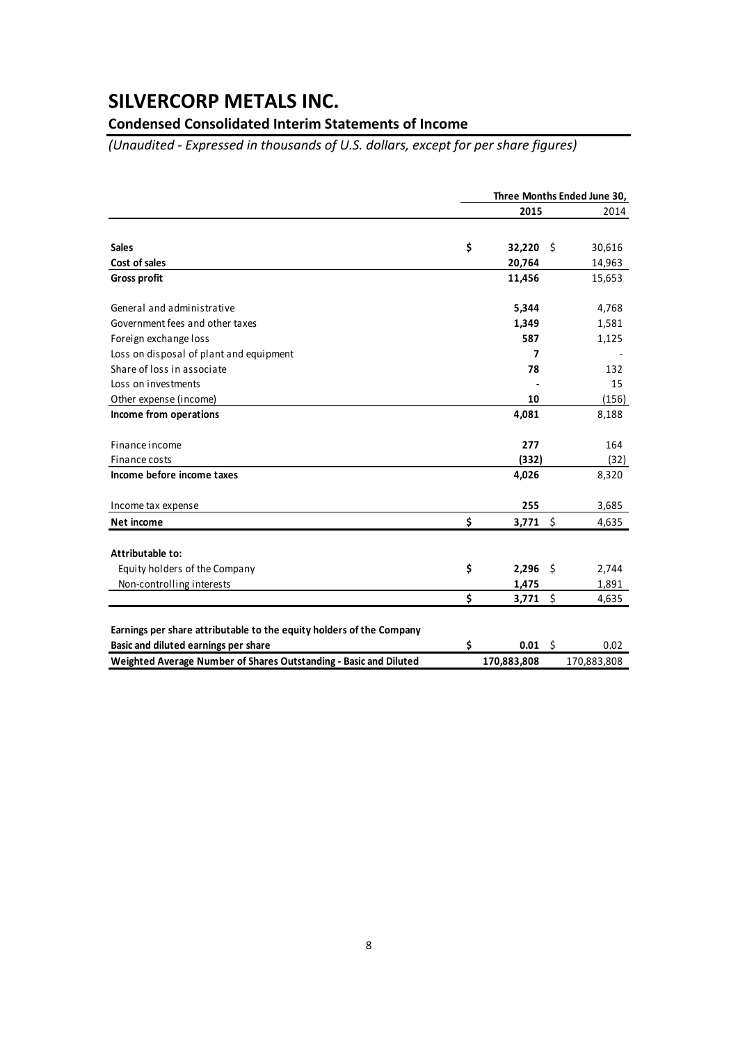# SILVERCORP METALS INC.

## Condensed Consolidated Interim Statements of Income

*(Unaudited - Expressed in thousands of U.S. dollars, except for per share figures)*

| | Three Months Ended June 30, | |
|---|---|---|
| | **2015** | 2014 |
| **Sales** | **$ 32,220** | $ 30,616 |
| **Cost of sales** | **20,764** | 14,963 |
| **Gross profit** | **11,456** | 15,653 |
| General and administrative | **5,344** | 4,768 |
| Government fees and other taxes | **1,349** | 1,581 |
| Foreign exchange loss | **587** | 1,125 |
| Loss on disposal of plant and equipment | **7** | - |
| Share of loss in associate | **78** | 132 |
| Loss on investments | **-** | 15 |
| Other expense (income) | **10** | (156) |
| **Income from operations** | **4,081** | 8,188 |
| Finance income | **277** | 164 |
| Finance costs | **(332)** | (32) |
| **Income before income taxes** | **4,026** | 8,320 |
| Income tax expense | **255** | 3,685 |
| **Net income** | **$ 3,771** | $ 4,635 |
| **Attributable to:** | | |
| Equity holders of the Company | **$ 2,296** | $ 2,744 |
| Non-controlling interests | **1,475** | 1,891 |
| | **$ 3,771** | $ 4,635 |
| **Earnings per share attributable to the equity holders of the Company** | | |
| **Basic and diluted earnings per share** | **$ 0.01** | $ 0.02 |
| **Weighted Average Number of Shares Outstanding - Basic and Diluted** | **170,883,808** | 170,883,808 |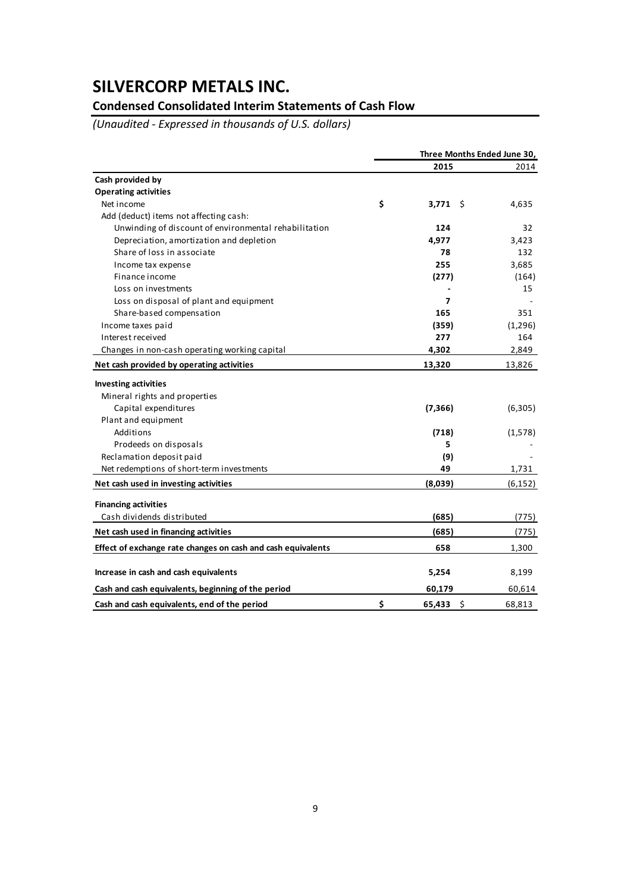# SILVERCORP METALS INC.

## Condensed Consolidated Interim Statements of Cash Flow

*(Unaudited - Expressed in thousands of U.S. dollars)*

| | Three Months Ended June 30, | |
|---|---|---|
| | **2015** | 2014 |
| **Cash provided by** | | |
| **Operating activities** | | |
| Net income | **$ 3,771** | $ 4,635 |
| Add (deduct) items not affecting cash: | | |
| Unwinding of discount of environmental rehabilitation | **124** | 32 |
| Depreciation, amortization and depletion | **4,977** | 3,423 |
| Share of loss in associate | **78** | 132 |
| Income tax expense | **255** | 3,685 |
| Finance income | **(277)** | (164) |
| Loss on investments | **-** | 15 |
| Loss on disposal of plant and equipment | **7** | - |
| Share-based compensation | **165** | 351 |
| Income taxes paid | **(359)** | (1,296) |
| Interest received | **277** | 164 |
| Changes in non-cash operating working capital | **4,302** | 2,849 |
| **Net cash provided by operating activities** | **13,320** | 13,826 |
| **Investing activities** | | |
| Mineral rights and properties | | |
| Capital expenditures | **(7,366)** | (6,305) |
| Plant and equipment | | |
| Additions | **(718)** | (1,578) |
| Prodeeds on disposals | **5** | - |
| Reclamation deposit paid | **(9)** | - |
| Net redemptions of short-term investments | **49** | 1,731 |
| **Net cash used in investing activities** | **(8,039)** | (6,152) |
| **Financing activities** | | |
| Cash dividends distributed | **(685)** | (775) |
| **Net cash used in financing activities** | **(685)** | (775) |
| **Effect of exchange rate changes on cash and cash equivalents** | **658** | 1,300 |
| **Increase in cash and cash equivalents** | **5,254** | 8,199 |
| **Cash and cash equivalents, beginning of the period** | **60,179** | 60,614 |
| **Cash and cash equivalents, end of the period** | **$ 65,433** | $ 68,813 |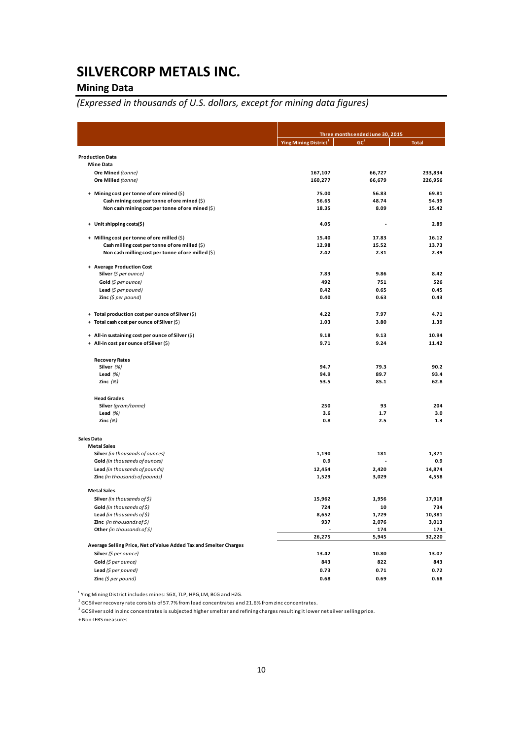# SILVERCORP METALS INC.

## Mining Data

*(Expressed in thousands of U.S. dollars, except for mining data figures)*

| | Three months ended June 30, 2015 | | |
|---|---|---|---|
| | Ying Mining District[1] | GC[2] | Total |
| **Production Data** | | | |
| **Mine Data** | | | |
| **Ore Mined** *(tonne)* | 167,107 | 66,727 | 233,834 |
| **Ore Milled** *(tonne)* | 160,277 | 66,679 | 226,956 |
| + **Mining cost per tonne of ore mined** ($) | 75.00 | 56.83 | 69.81 |
| **Cash mining cost per tonne of ore mined** ($) | 56.65 | 48.74 | 54.39 |
| **Non cash mining cost per tonne of ore mined** ($) | 18.35 | 8.09 | 15.42 |
| + **Unit shipping costs($)** | 4.05 | - | 2.89 |
| + **Milling cost per tonne of ore milled** ($) | 15.40 | 17.83 | 16.12 |
| **Cash milling cost per tonne of ore milled** ($) | 12.98 | 15.52 | 13.73 |
| **Non cash milling cost per tonne of ore milled** ($) | 2.42 | 2.31 | 2.39 |
| + **Average Production Cost** | | | |
| **Silver** *($ per ounce)* | 7.83 | 9.86 | 8.42 |
| **Gold** *($ per ounce)* | 492 | 751 | 526 |
| **Lead** *($ per pound)* | 0.42 | 0.65 | 0.45 |
| **Zinc** *($ per pound)* | 0.40 | 0.63 | 0.43 |
| + **Total production cost per ounce of Silver** ($) | 4.22 | 7.97 | 4.71 |
| + **Total cash cost per ounce of Silver** ($) | 1.03 | 3.80 | 1.39 |
| + **All-in sustaining cost per ounce of Silver** ($) | 9.18 | 9.13 | 10.94 |
| + **All-in cost per ounce of Silver** ($) | 9.71 | 9.24 | 11.42 |
| **Recovery Rates** | | | |
| **Silver** *(%)* | 94.7 | 79.3 | 90.2 |
| **Lead** *(%)* | 94.9 | 89.7 | 93.4 |
| **Zinc** *(%)* | 53.5 | 85.1 | 62.8 |
| **Head Grades** | | | |
| **Silver** *(gram/tonne)* | 250 | 93 | 204 |
| **Lead** *(%)* | 3.6 | 1.7 | 3.0 |
| **Zinc** *(%)* | 0.8 | 2.5 | 1.3 |
| **Sales Data** | | | |
| **Metal Sales** | | | |
| **Silver** *(in thousands of ounces)* | 1,190 | 181 | 1,371 |
| **Gold** *(in thousands of ounces)* | 0.9 | - | 0.9 |
| **Lead** *(in thousands of pounds)* | 12,454 | 2,420 | 14,874 |
| **Zinc** *(in thousands of pounds)* | 1,529 | 3,029 | 4,558 |
| **Metal Sales** | | | |
| **Silver** *(in thousands of $)* | 15,962 | 1,956 | 17,918 |
| **Gold** *(in thousands of $)* | 724 | 10 | 734 |
| **Lead** *(in thousands of $)* | 8,652 | 1,729 | 10,381 |
| **Zinc** *(in thousands of $)* | 937 | 2,076 | 3,013 |
| **Other** *(in thousands of $)* | - | 174 | 174 |
| | 26,275 | 5,945 | 32,220 |
| **Average Selling Price, Net of Value Added Tax and Smelter Charges** | | | |
| **Silver** *($ per ounce)* | 13.42 | 10.80 | 13.07 |
| **Gold** *($ per ounce)* | 843 | 822 | 843 |
| **Lead** *($ per pound)* | 0.73 | 0.71 | 0.72 |
| **Zinc** *($ per pound)* | 0.68 | 0.69 | 0.68 |

[1] Ying Mining District includes mines: SGX, TLP, HPG,LM, BCG and HZG.

[2] GC Silver recovery rate consists of 57.7% from lead concentrates and 21.6% from zinc concentrates.

[2] GC Silver sold in zinc concentrates is subjected higher smelter and refining charges resulting it lower net silver selling price.

+ Non-IFRS measures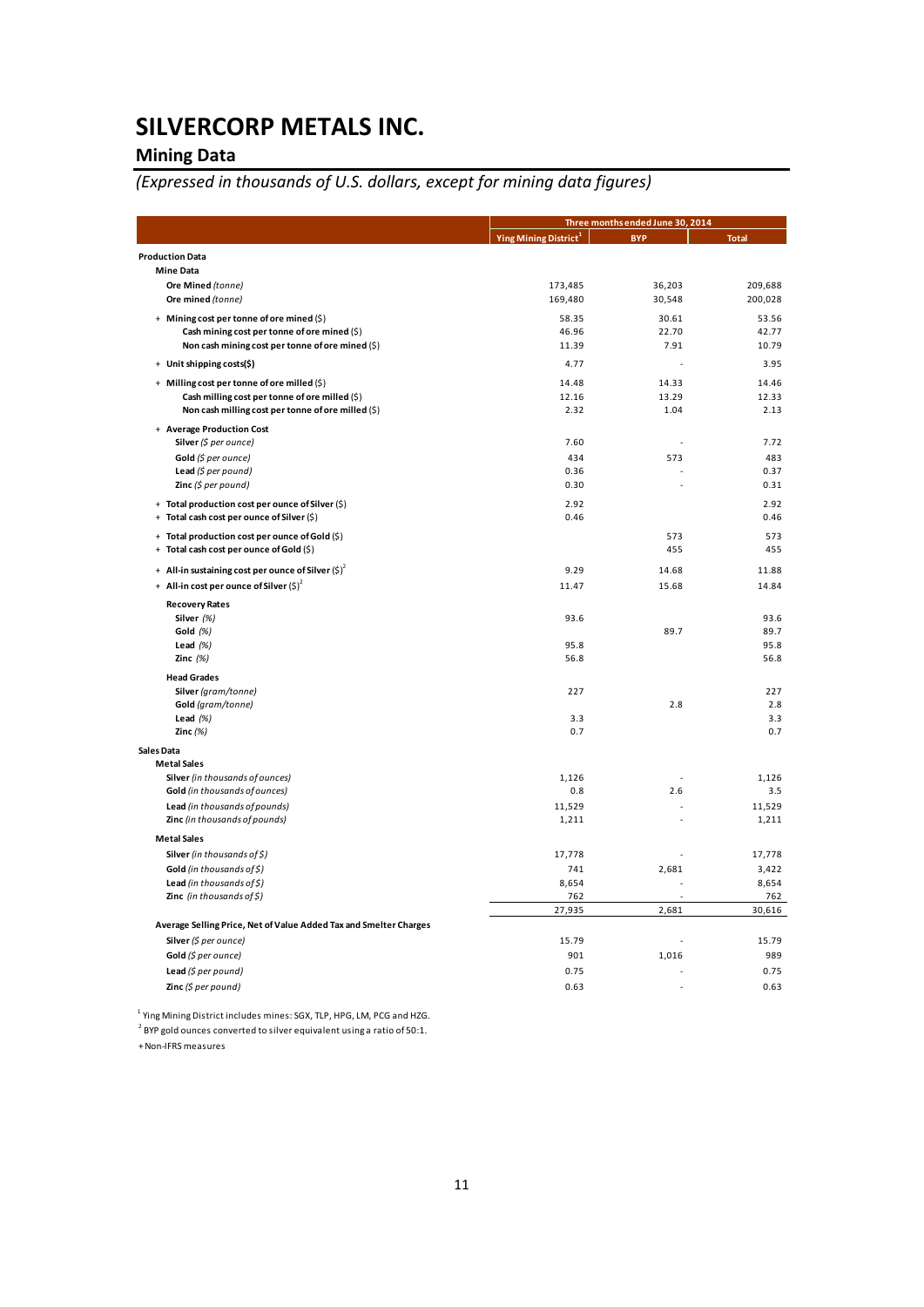# SILVERCORP METALS INC.

## Mining Data

### *(Expressed in thousands of U.S. dollars, except for mining data figures)*

| | Three months ended June 30, 2014 | | |
|---|---|---|---|
| | Ying Mining District[1] | BYP | Total |
| **Production Data** | | | |
| **Mine Data** | | | |
| **Ore Mined** *(tonne)* | 173,485 | 36,203 | 209,688 |
| **Ore mined** *(tonne)* | 169,480 | 30,548 | 200,028 |
| + **Mining cost per tonne of ore mined** ($) | 58.35 | 30.61 | 53.56 |
| **Cash mining cost per tonne of ore mined** ($) | 46.96 | 22.70 | 42.77 |
| **Non cash mining cost per tonne of ore mined** ($) | 11.39 | 7.91 | 10.79 |
| + **Unit shipping costs($)** | 4.77 | - | 3.95 |
| + **Milling cost per tonne of ore milled** ($) | 14.48 | 14.33 | 14.46 |
| **Cash milling cost per tonne of ore milled** ($) | 12.16 | 13.29 | 12.33 |
| **Non cash milling cost per tonne of ore milled** ($) | 2.32 | 1.04 | 2.13 |
| + **Average Production Cost** | | | |
| **Silver** *($ per ounce)* | 7.60 | - | 7.72 |
| **Gold** *($ per ounce)* | 434 | 573 | 483 |
| **Lead** *($ per pound)* | 0.36 | - | 0.37 |
| **Zinc** *($ per pound)* | 0.30 | - | 0.31 |
| + **Total production cost per ounce of Silver** ($) | 2.92 | | 2.92 |
| + **Total cash cost per ounce of Silver** ($) | 0.46 | | 0.46 |
| + **Total production cost per ounce of Gold** ($) | | 573 | 573 |
| + **Total cash cost per ounce of Gold** ($) | | 455 | 455 |
| + **All-in sustaining cost per ounce of Silver** ($)[2] | 9.29 | 14.68 | 11.88 |
| + **All-in cost per ounce of Silver** ($)[2] | 11.47 | 15.68 | 14.84 |
| **Recovery Rates** | | | |
| **Silver** *(%)* | 93.6 | | 93.6 |
| **Gold** *(%)* | | 89.7 | 89.7 |
| **Lead** *(%)* | 95.8 | | 95.8 |
| **Zinc** *(%)* | 56.8 | | 56.8 |
| **Head Grades** | | | |
| **Silver** *(gram/tonne)* | 227 | | 227 |
| **Gold** *(gram/tonne)* | | 2.8 | 2.8 |
| **Lead** *(%)* | 3.3 | | 3.3 |
| **Zinc** *(%)* | 0.7 | | 0.7 |
| **Sales Data** | | | |
| **Metal Sales** | | | |
| **Silver** *(in thousands of ounces)* | 1,126 | - | 1,126 |
| **Gold** *(in thousands of ounces)* | 0.8 | 2.6 | 3.5 |
| **Lead** *(in thousands of pounds)* | 11,529 | - | 11,529 |
| **Zinc** *(in thousands of pounds)* | 1,211 | - | 1,211 |
| **Metal Sales** | | | |
| **Silver** *(in thousands of $)* | 17,778 | - | 17,778 |
| **Gold** *(in thousands of $)* | 741 | 2,681 | 3,422 |
| **Lead** *(in thousands of $)* | 8,654 | - | 8,654 |
| **Zinc** *(in thousands of $)* | 762 | - | 762 |
| | 27,935 | 2,681 | 30,616 |
| **Average Selling Price, Net of Value Added Tax and Smelter Charges** | | | |
| **Silver** *($ per ounce)* | 15.79 | - | 15.79 |
| **Gold** *($ per ounce)* | 901 | 1,016 | 989 |
| **Lead** *($ per pound)* | 0.75 | - | 0.75 |
| **Zinc** *($ per pound)* | 0.63 | - | 0.63 |

[1] Ying Mining District includes mines: SGX, TLP, HPG, LM, PCG and HZG.

[2] BYP gold ounces converted to silver equivalent using a ratio of 50:1.

+ Non-IFRS measures